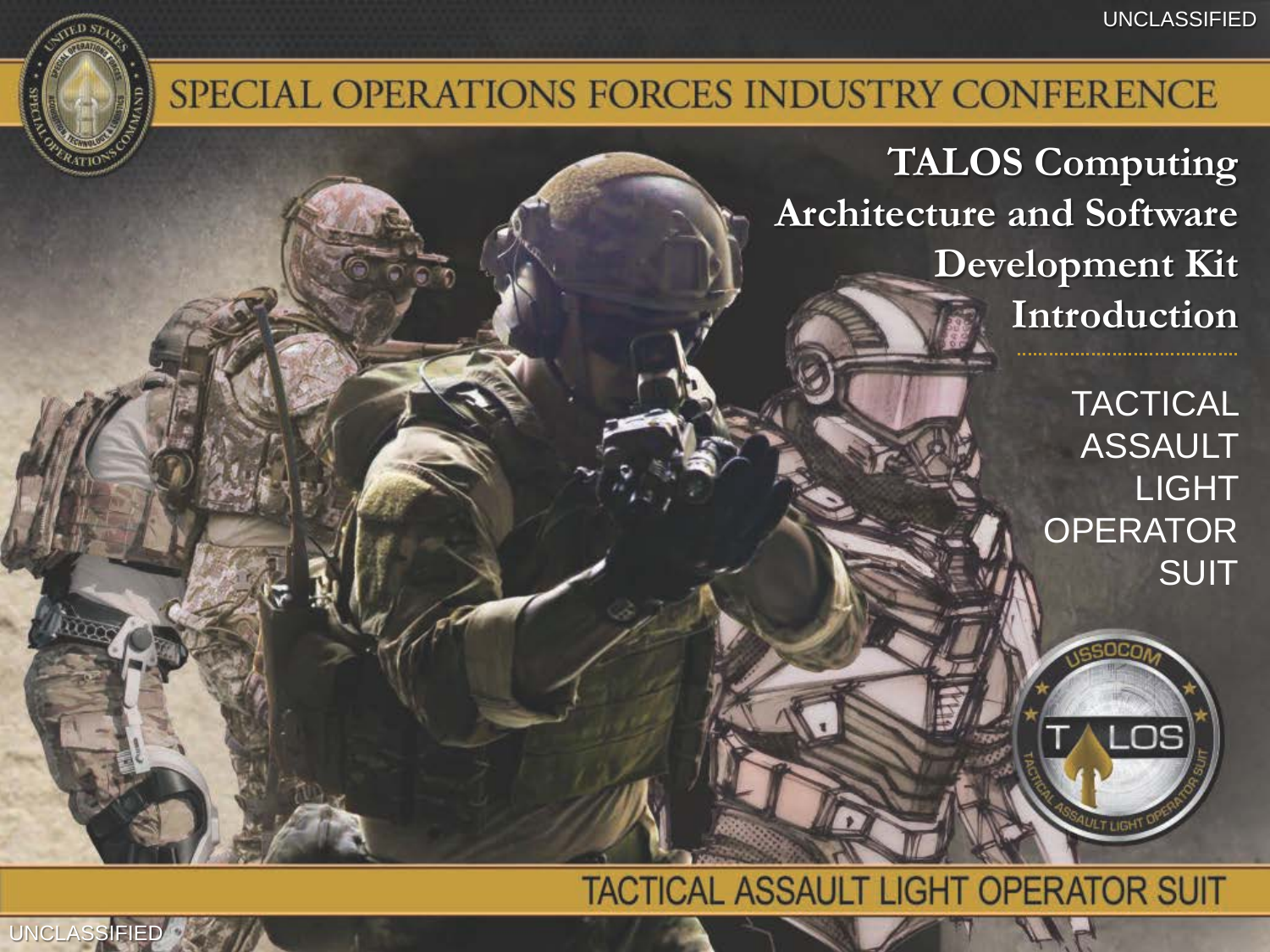UNCLASSIFIED

# SPECIAL OPERATIONS FORCES INDUSTRY CONFERENCE

## TALOS Computing Architecture and Software Development Kit Introduction

TACTICAL ASSAULT LIGHT OPERATOR SUIT

TACTICAL ASSAULT LIGHT OPERATOR SUIT

UNCLASSIFIED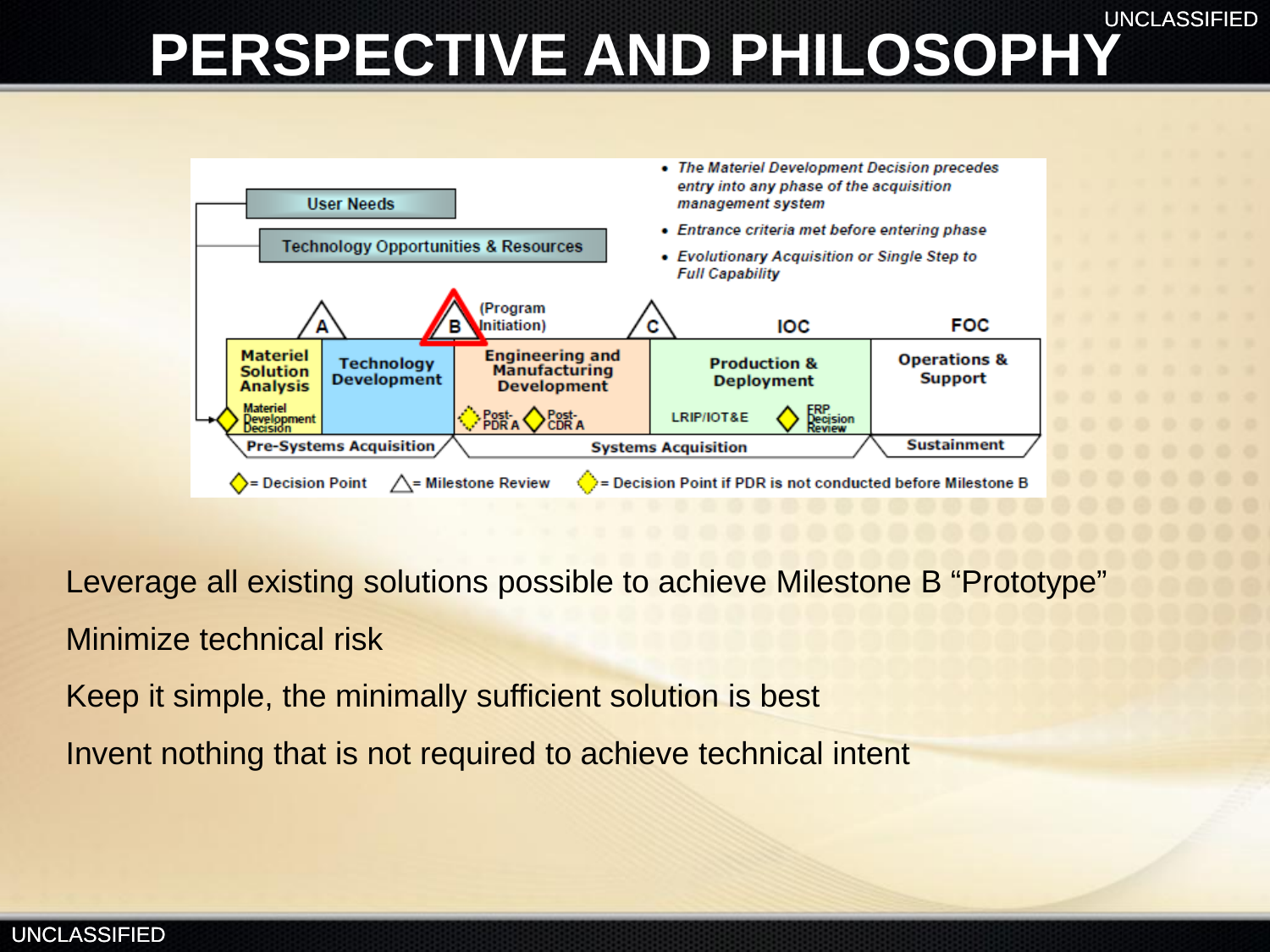# PERSPECTIVE AND PHILOSOPHY

- *The Materiel Development Decision precedes entry into any phase of the acquisition management system*
- *Entrance criteria met before entering phase*
- *Evolutionary Acquisition or Single Step to Full Capability*

User Needs

Technology Opportunities & Resources

A — B (Program Initiation) — C — IOC — FOC

| Materiel Solution Analysis | Technology Development | Engineering and Manufacturing Development | Production & Deployment | Operations & Support |
|---|---|---|---|---|
| Materiel Development Decision | | Post-PDR A, Post-CDR A | LRIP/IOT&E, FRP Decision Review | |

Pre-Systems Acquisition | Systems Acquisition | Sustainment

◇ = Decision Point △ = Milestone Review ◇ = Decision Point if PDR is not conducted before Milestone B

Leverage all existing solutions possible to achieve Milestone B "Prototype"

Minimize technical risk

Keep it simple, the minimally sufficient solution is best

Invent nothing that is not required to achieve technical intent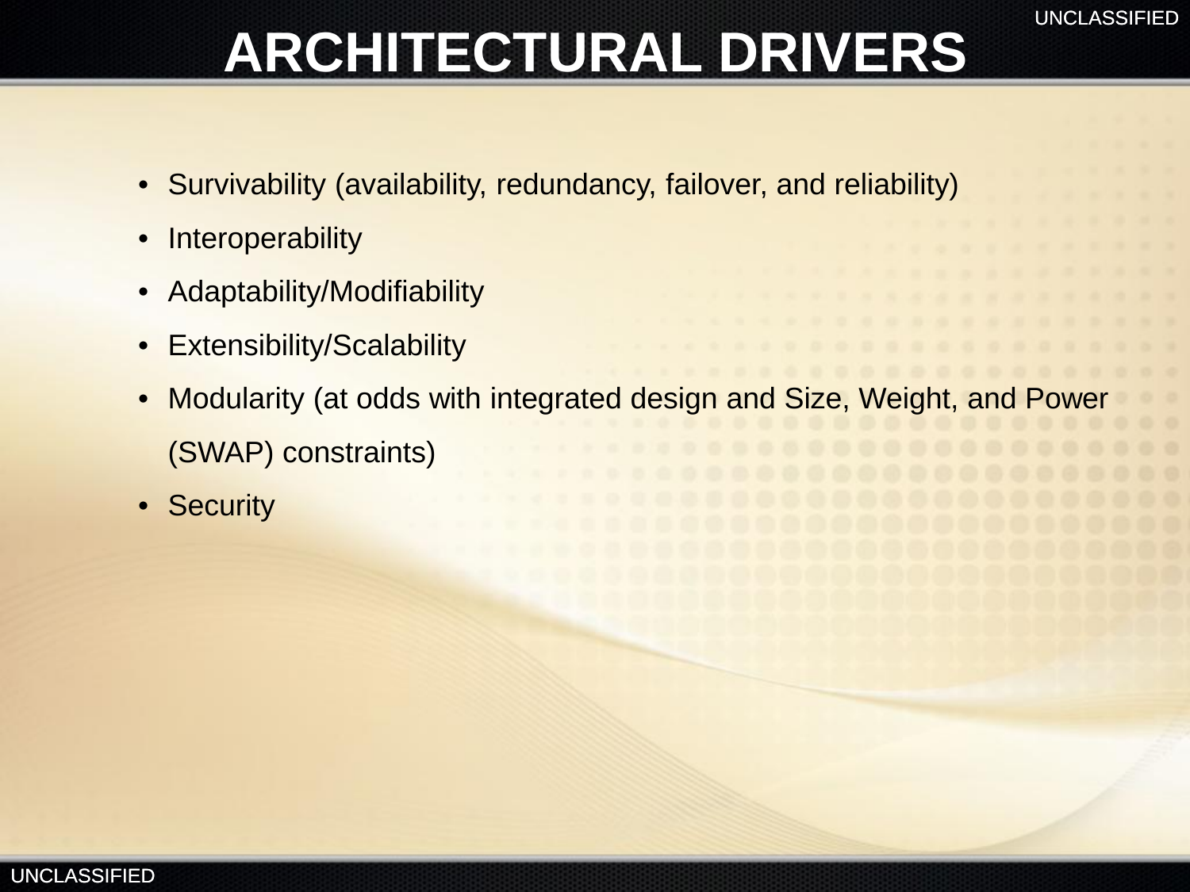# ARCHITECTURAL DRIVERS

- Survivability (availability, redundancy, failover, and reliability)
- Interoperability
- Adaptability/Modifiability
- Extensibility/Scalability
- Modularity (at odds with integrated design and Size, Weight, and Power (SWAP) constraints)
- Security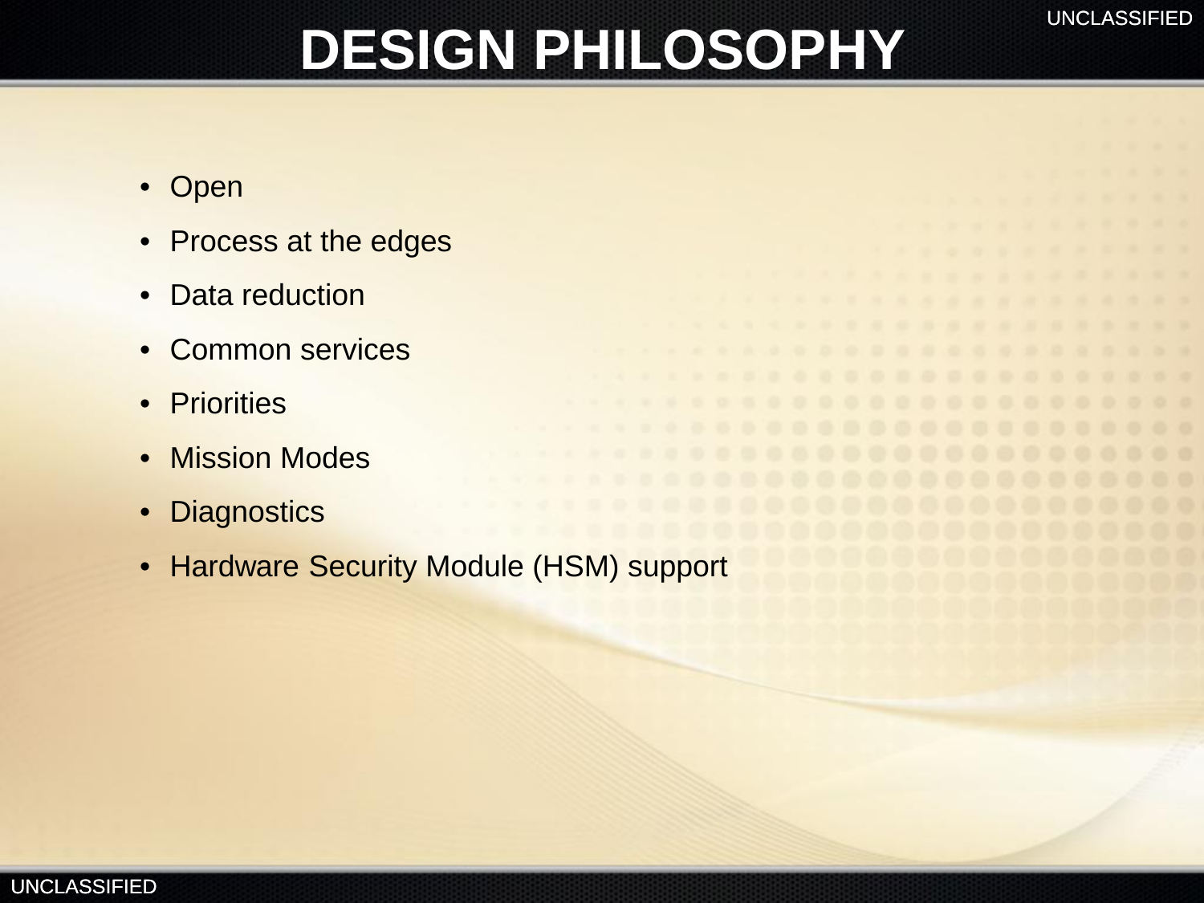# DESIGN PHILOSOPHY

- Open
- Process at the edges
- Data reduction
- Common services
- Priorities
- Mission Modes
- Diagnostics
- Hardware Security Module (HSM) support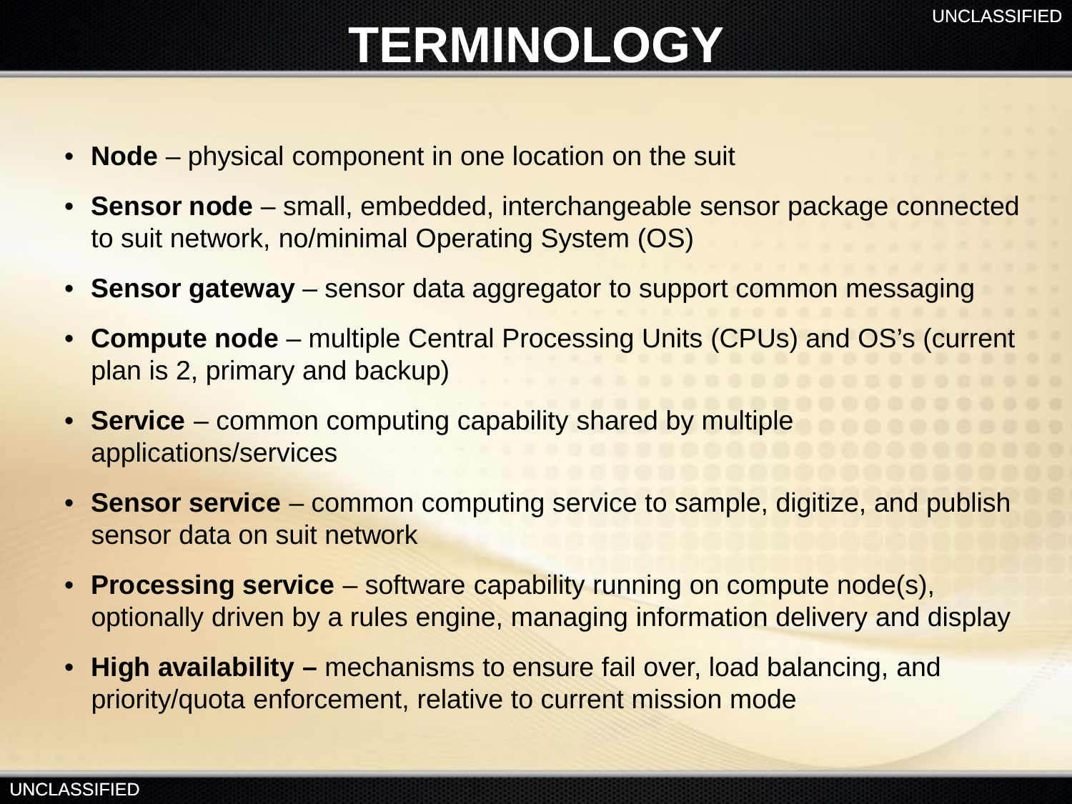# TERMINOLOGY

- **Node** – physical component in one location on the suit
- **Sensor node** – small, embedded, interchangeable sensor package connected to suit network, no/minimal Operating System (OS)
- **Sensor gateway** – sensor data aggregator to support common messaging
- **Compute node** – multiple Central Processing Units (CPUs) and OS's (current plan is 2, primary and backup)
- **Service** – common computing capability shared by multiple applications/services
- **Sensor service** – common computing service to sample, digitize, and publish sensor data on suit network
- **Processing service** – software capability running on compute node(s), optionally driven by a rules engine, managing information delivery and display
- **High availability –** mechanisms to ensure fail over, load balancing, and priority/quota enforcement, relative to current mission mode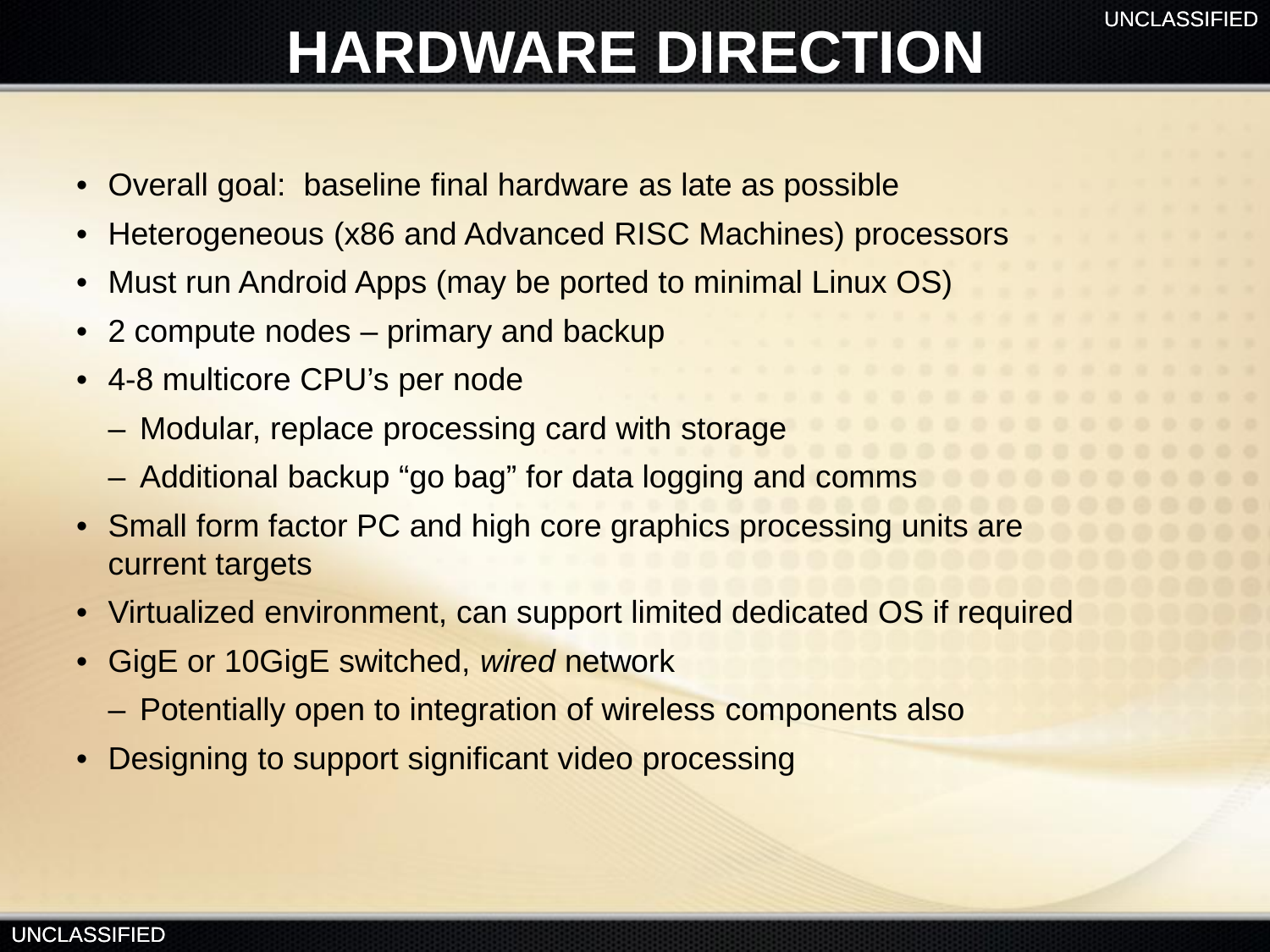# HARDWARE DIRECTION

- Overall goal: baseline final hardware as late as possible
- Heterogeneous (x86 and Advanced RISC Machines) processors
- Must run Android Apps (may be ported to minimal Linux OS)
- 2 compute nodes – primary and backup
- 4-8 multicore CPU's per node
  - Modular, replace processing card with storage
  - Additional backup "go bag" for data logging and comms
- Small form factor PC and high core graphics processing units are current targets
- Virtualized environment, can support limited dedicated OS if required
- GigE or 10GigE switched, *wired* network
  - Potentially open to integration of wireless components also
- Designing to support significant video processing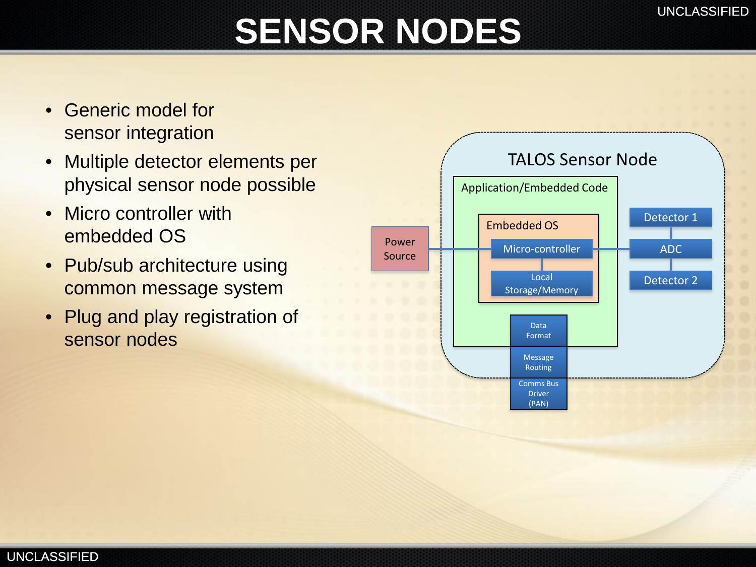# SENSOR NODES

- Generic model for sensor integration
- Multiple detector elements per physical sensor node possible
- Micro controller with embedded OS
- Pub/sub architecture using common message system
- Plug and play registration of sensor nodes

TALOS Sensor Node

Application/Embedded Code

Embedded OS

Micro-controller

Local Storage/Memory

Power Source

Detector 1

ADC

Detector 2

Data Format

Message Routing

Comms Bus Driver (PAN)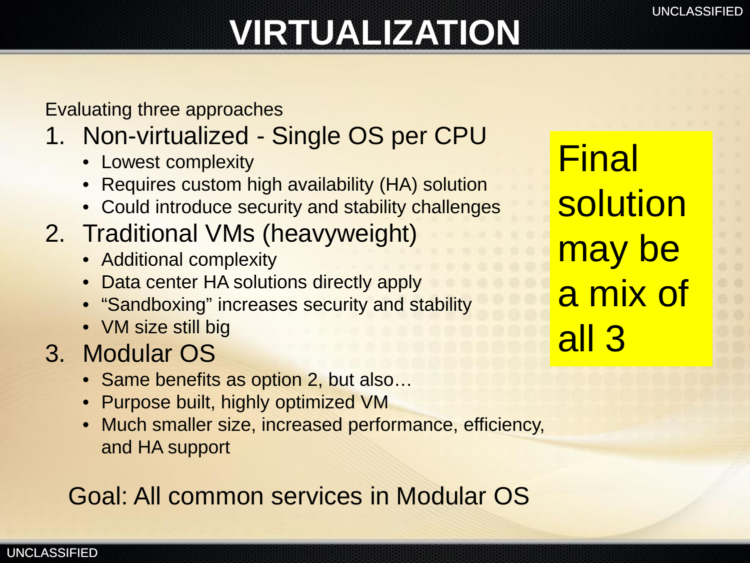# VIRTUALIZATION

Evaluating three approaches

1. Non-virtualized - Single OS per CPU
   - Lowest complexity
   - Requires custom high availability (HA) solution
   - Could introduce security and stability challenges
2. Traditional VMs (heavyweight)
   - Additional complexity
   - Data center HA solutions directly apply
   - "Sandboxing" increases security and stability
   - VM size still big
3. Modular OS
   - Same benefits as option 2, but also…
   - Purpose built, highly optimized VM
   - Much smaller size, increased performance, efficiency, and HA support

Final solution may be a mix of all 3

Goal: All common services in Modular OS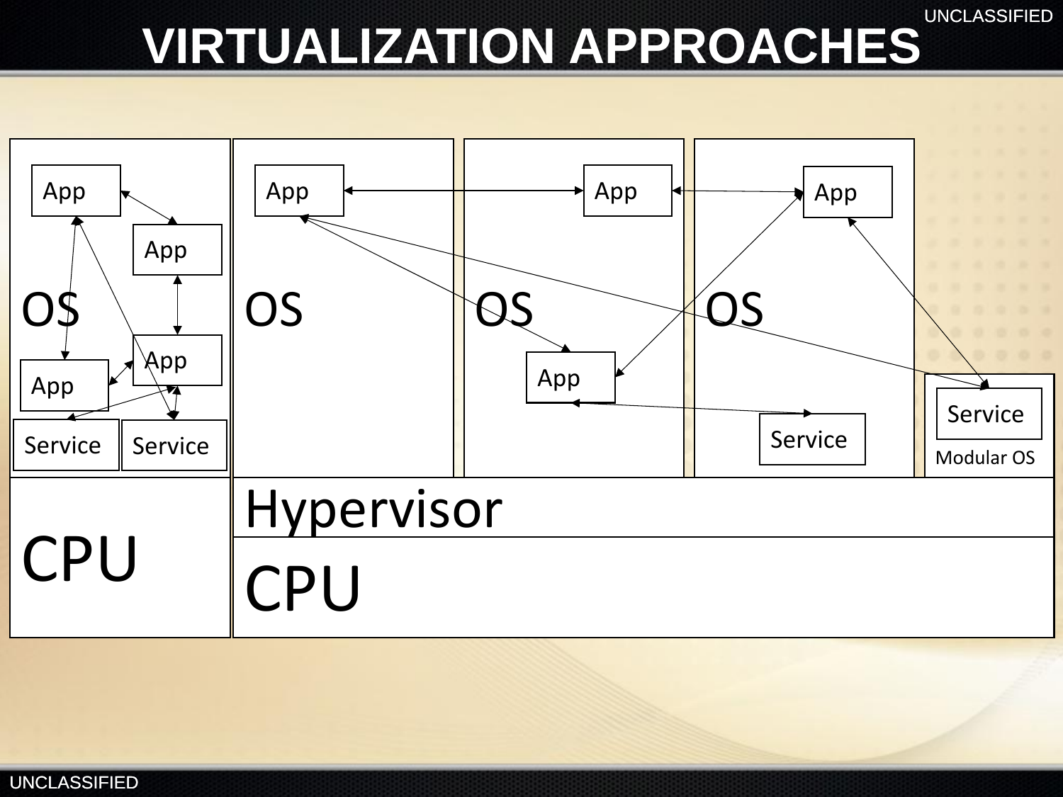# VIRTUALIZATION APPROACHES

App

App

OS

App

App

Service

Service

CPU

App

OS

App

OS

App

App

OS

Service

Service

Modular OS

Hypervisor

CPU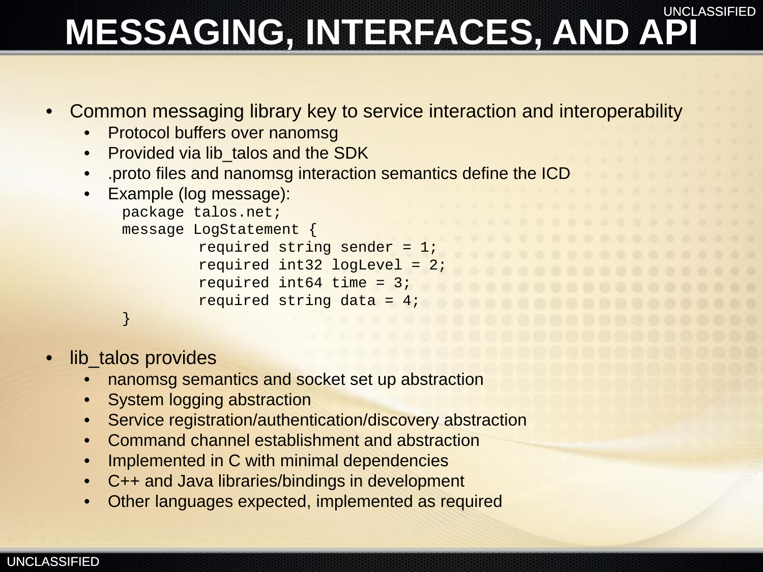# MESSAGING, INTERFACES, AND API

- Common messaging library key to service interaction and interoperability
  - Protocol buffers over nanomsg
  - Provided via lib_talos and the SDK
  - .proto files and nanomsg interaction semantics define the ICD
  - Example (log message):

```
package talos.net;
message LogStatement {
        required string sender = 1;
        required int32 logLevel = 2;
        required int64 time = 3;
        required string data = 4;
}
```

- lib_talos provides
  - nanomsg semantics and socket set up abstraction
  - System logging abstraction
  - Service registration/authentication/discovery abstraction
  - Command channel establishment and abstraction
  - Implemented in C with minimal dependencies
  - C++ and Java libraries/bindings in development
  - Other languages expected, implemented as required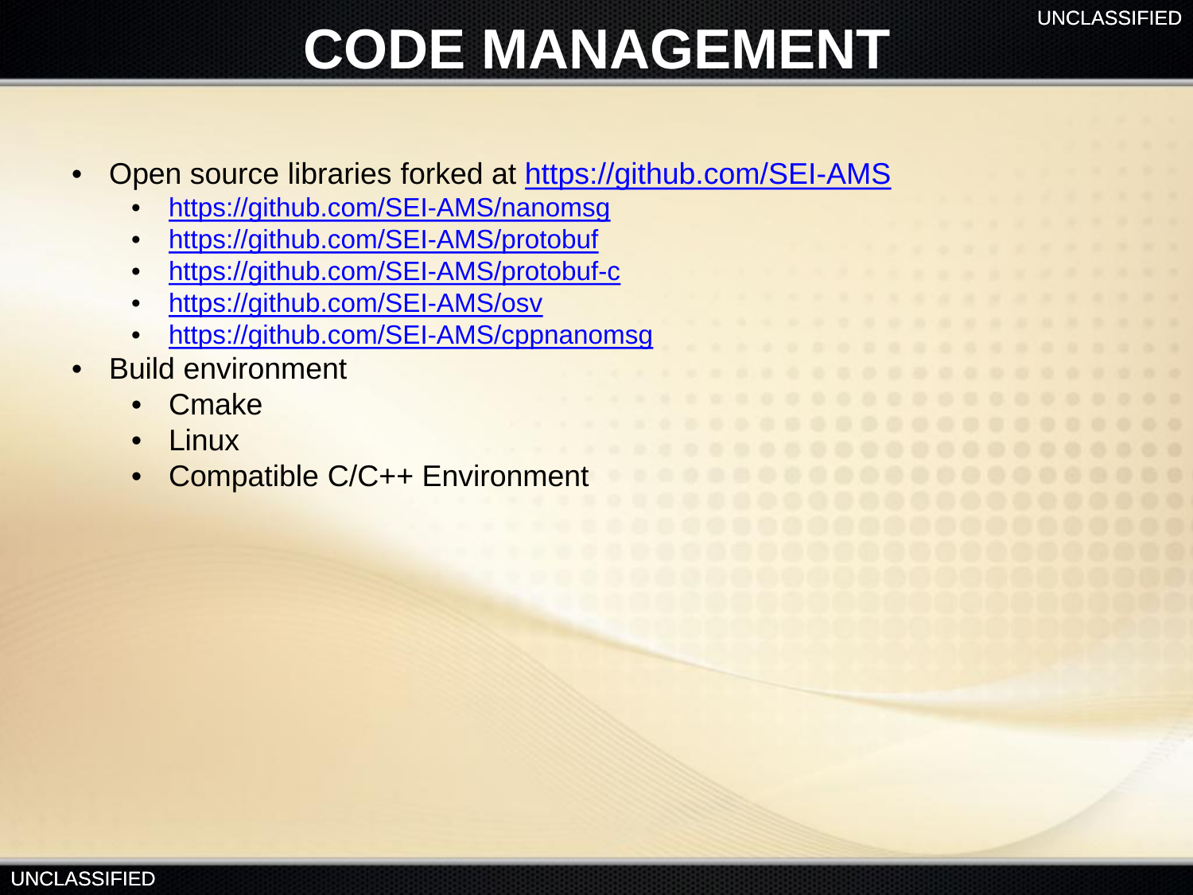# CODE MANAGEMENT

- Open source libraries forked at https://github.com/SEI-AMS
  - https://github.com/SEI-AMS/nanomsg
  - https://github.com/SEI-AMS/protobuf
  - https://github.com/SEI-AMS/protobuf-c
  - https://github.com/SEI-AMS/osv
  - https://github.com/SEI-AMS/cppnanomsg
- Build environment
  - Cmake
  - Linux
  - Compatible C/C++ Environment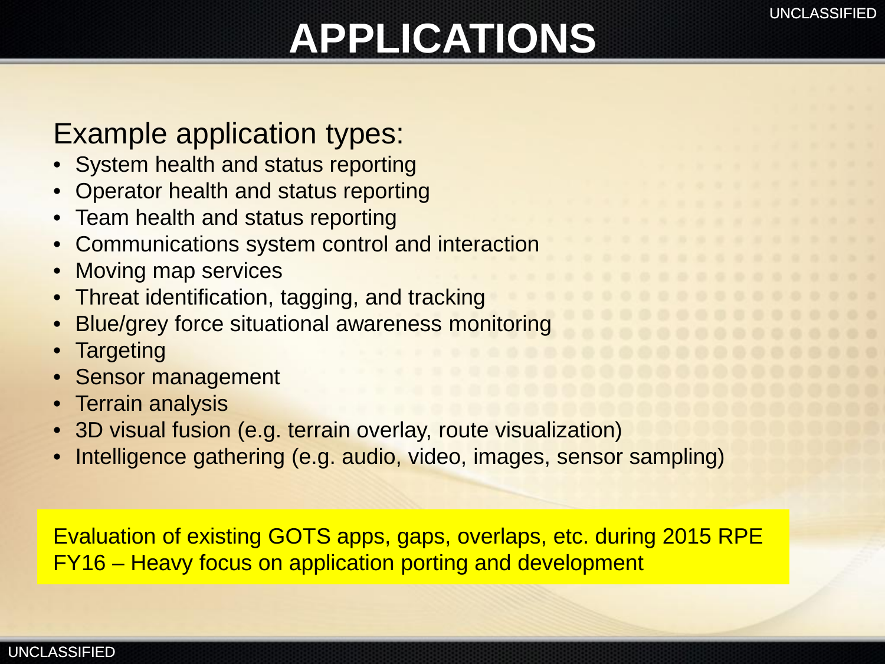# APPLICATIONS

Example application types:

- System health and status reporting
- Operator health and status reporting
- Team health and status reporting
- Communications system control and interaction
- Moving map services
- Threat identification, tagging, and tracking
- Blue/grey force situational awareness monitoring
- Targeting
- Sensor management
- Terrain analysis
- 3D visual fusion (e.g. terrain overlay, route visualization)
- Intelligence gathering (e.g. audio, video, images, sensor sampling)

Evaluation of existing GOTS apps, gaps, overlaps, etc. during 2015 RPE
FY16 – Heavy focus on application porting and development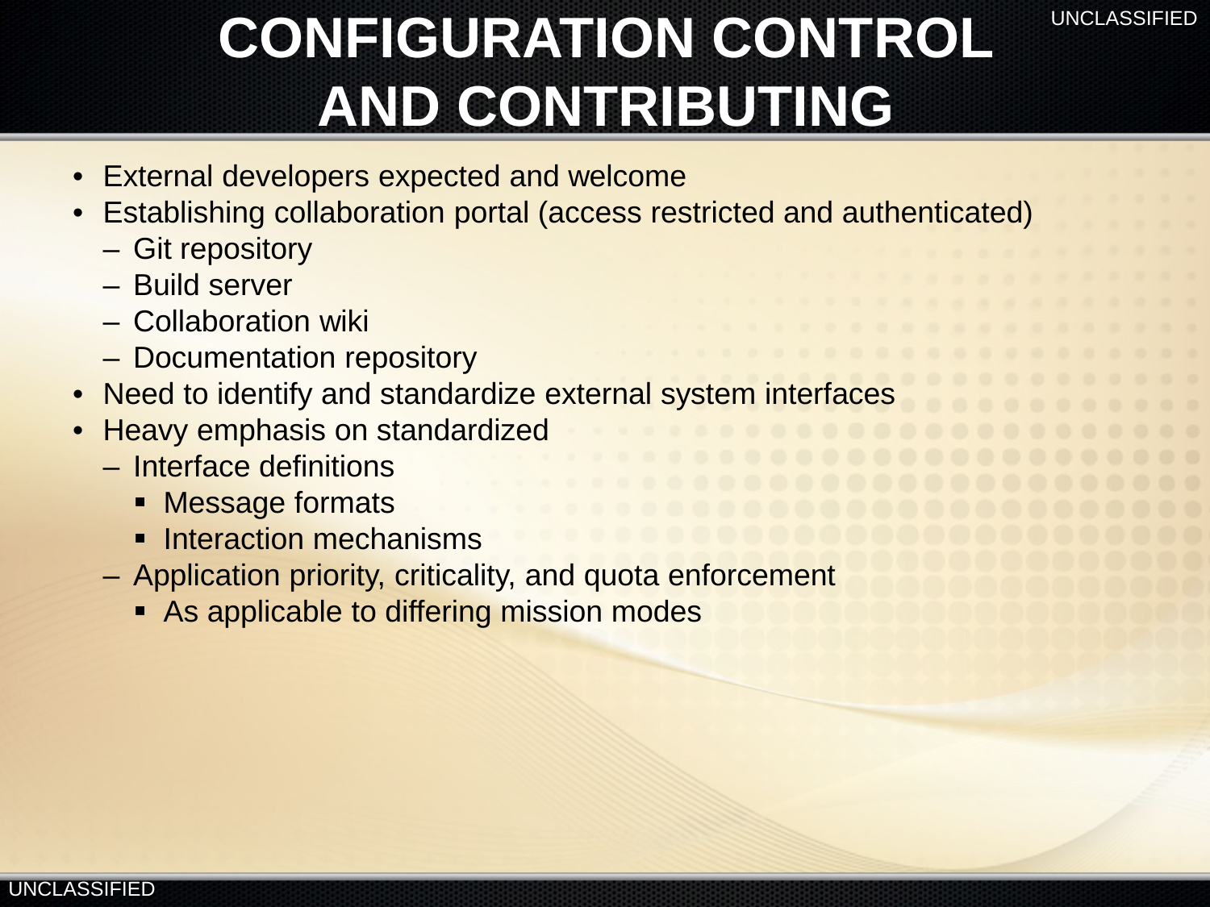# CONFIGURATION CONTROL AND CONTRIBUTING

- External developers expected and welcome
- Establishing collaboration portal (access restricted and authenticated)
  - Git repository
  - Build server
  - Collaboration wiki
  - Documentation repository
- Need to identify and standardize external system interfaces
- Heavy emphasis on standardized
  - Interface definitions
    - Message formats
    - Interaction mechanisms
  - Application priority, criticality, and quota enforcement
    - As applicable to differing mission modes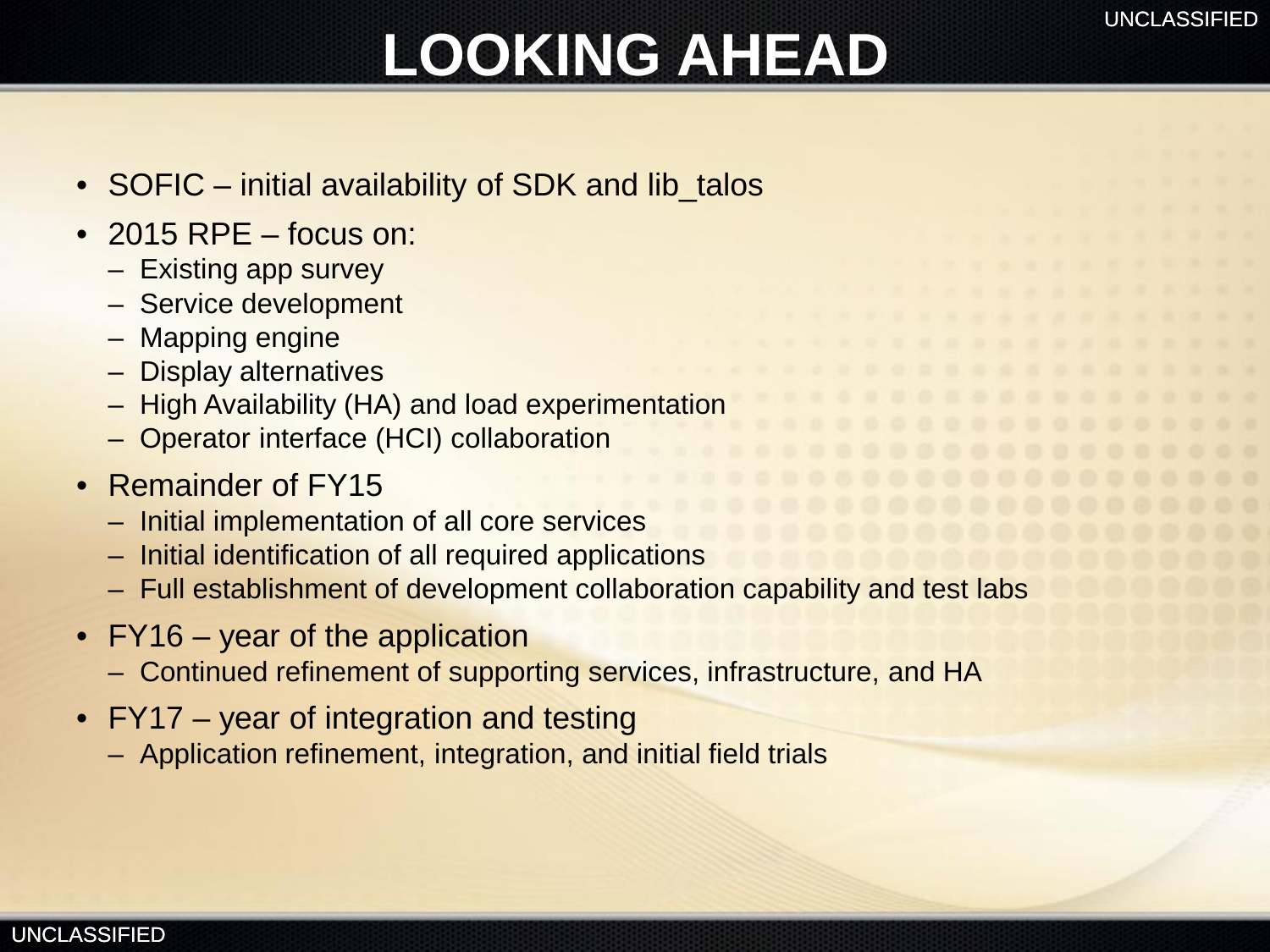# LOOKING AHEAD

- SOFIC – initial availability of SDK and lib_talos
- 2015 RPE – focus on:
  - Existing app survey
  - Service development
  - Mapping engine
  - Display alternatives
  - High Availability (HA) and load experimentation
  - Operator interface (HCI) collaboration
- Remainder of FY15
  - Initial implementation of all core services
  - Initial identification of all required applications
  - Full establishment of development collaboration capability and test labs
- FY16 – year of the application
  - Continued refinement of supporting services, infrastructure, and HA
- FY17 – year of integration and testing
  - Application refinement, integration, and initial field trials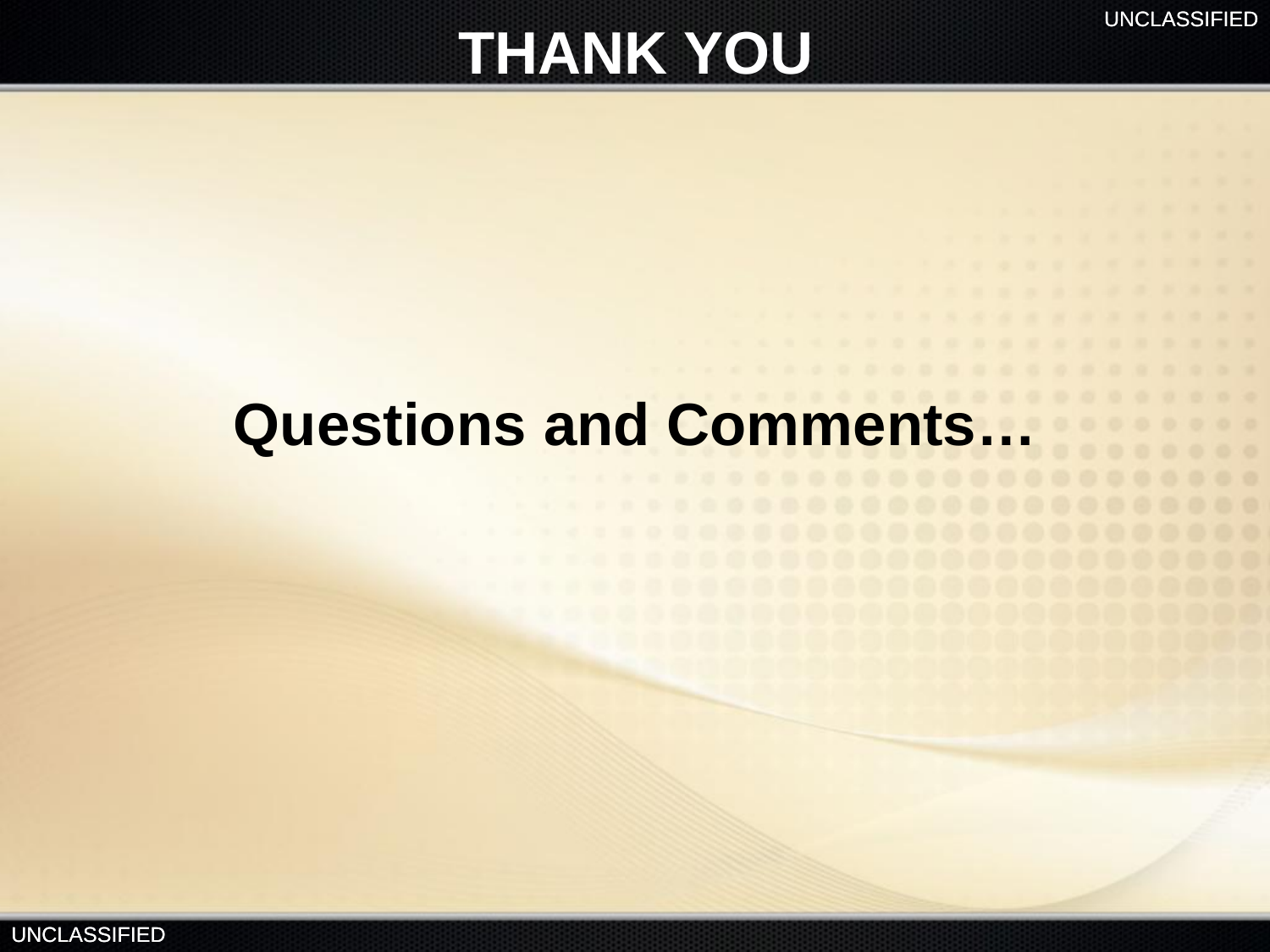# THANK YOU

**Questions and Comments…**